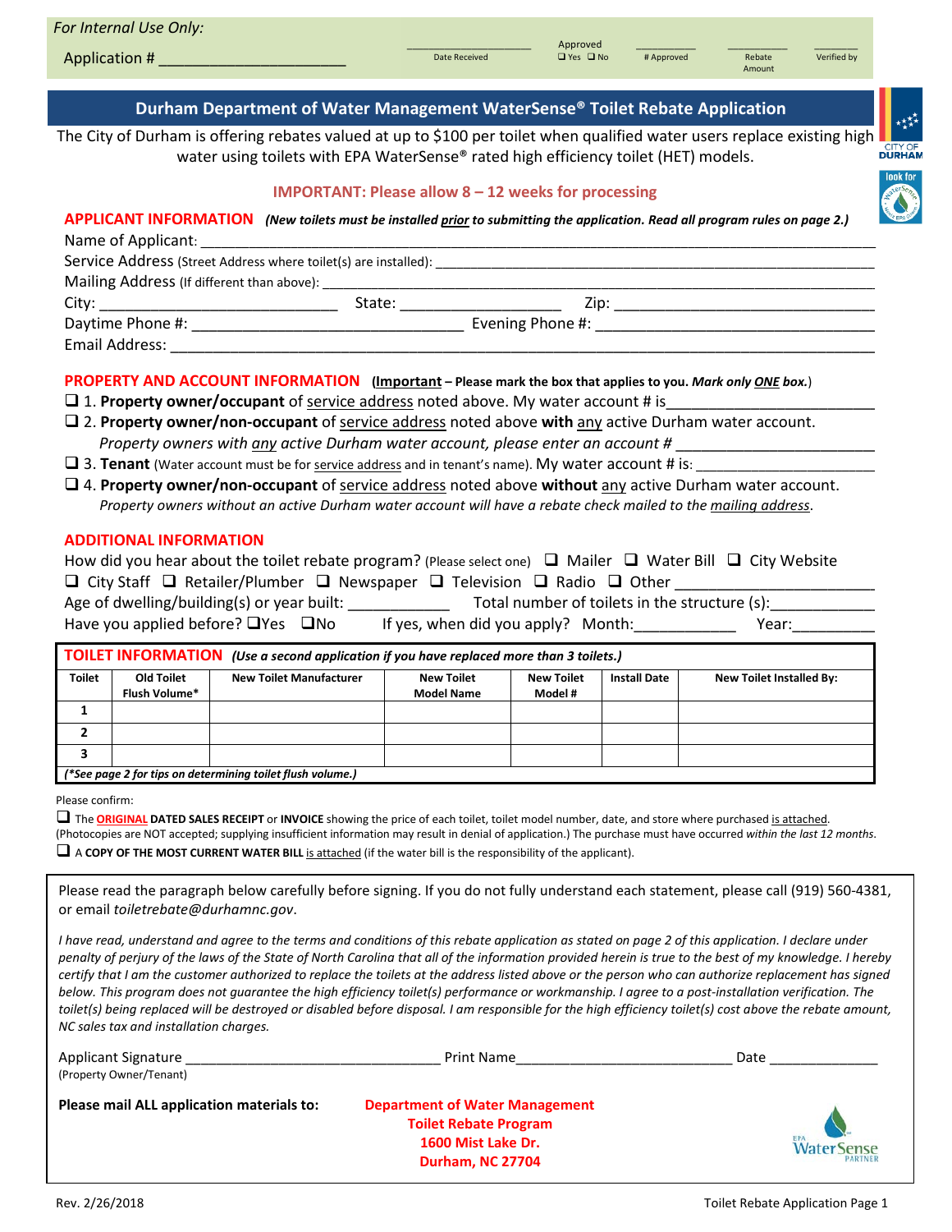*For Internal Use Only:*

Application # ____________________

| Date Received | Approved ❑ Yes ❑ No | # Approved | Rebate Amount | Verified by |
|---|---|---|---|---|
| | | | | |

## Durham Department of Water Management WaterSense® Toilet Rebate Application

The City of Durham is offering rebates valued at up to $100 per toilet when qualified water users replace existing high water using toilets with EPA WaterSense® rated high efficiency toilet (HET) models.

**IMPORTANT: Please allow 8 – 12 weeks for processing**

### APPLICANT INFORMATION *(New toilets must be installed prior to submitting the application. Read all program rules on page 2.)*

Name of Applicant: ____________________

Service Address (Street Address where toilet(s) are installed): ____________________

Mailing Address (If different than above): ____________________

City: ____________________ State: ____________________ Zip: ____________________

Daytime Phone #: ____________________ Evening Phone #: ____________________

Email Address: ____________________

### PROPERTY AND ACCOUNT INFORMATION (**Important** – Please mark the box that applies to you. *Mark only ONE box.*)

❑ 1. **Property owner/occupant** of service address noted above. My water account # is____________________

❑ 2. **Property owner/non-occupant** of service address noted above **with** any active Durham water account.
*Property owners with any active Durham water account, please enter an account #* ____________________

❑ 3. **Tenant** (Water account must be for service address and in tenant's name). My water account # is: ____________________

❑ 4. **Property owner/non-occupant** of service address noted above **without** any active Durham water account.
*Property owners without an active Durham water account will have a rebate check mailed to the mailing address.*

### ADDITIONAL INFORMATION

How did you hear about the toilet rebate program? (Please select one) ❑ Mailer ❑ Water Bill ❑ City Website ❑ City Staff ❑ Retailer/Plumber ❑ Newspaper ❑ Television ❑ Radio ❑ Other ____________________

Age of dwelling/building(s) or year built: ____________ Total number of toilets in the structure (s):____________

Have you applied before? ❑Yes ❑No If yes, when did you apply? Month:____________ Year:__________

### TOILET INFORMATION *(Use a second application if you have replaced more than 3 toilets.)*

| Toilet | Old Toilet Flush Volume* | New Toilet Manufacturer | New Toilet Model Name | New Toilet Model # | Install Date | New Toilet Installed By: |
|---|---|---|---|---|---|---|
| 1 | | | | | | |
| 2 | | | | | | |
| 3 | | | | | | |

*(\*See page 2 for tips on determining toilet flush volume.)*

Please confirm:

❑ The **ORIGINAL DATED SALES RECEIPT** or **INVOICE** showing the price of each toilet, toilet model number, date, and store where purchased is attached. (Photocopies are NOT accepted; supplying insufficient information may result in denial of application.) The purchase must have occurred *within the last 12 months*.

❑ A **COPY OF THE MOST CURRENT WATER BILL** is attached (if the water bill is the responsibility of the applicant).

Please read the paragraph below carefully before signing. If you do not fully understand each statement, please call (919) 560-4381, or email *toiletrebate@durhamnc.gov*.

*I have read, understand and agree to the terms and conditions of this rebate application as stated on page 2 of this application. I declare under penalty of perjury of the laws of the State of North Carolina that all of the information provided herein is true to the best of my knowledge. I hereby certify that I am the customer authorized to replace the toilets at the address listed above or the person who can authorize replacement has signed below. This program does not guarantee the high efficiency toilet(s) performance or workmanship. I agree to a post-installation verification. The toilet(s) being replaced will be destroyed or disabled before disposal. I am responsible for the high efficiency toilet(s) cost above the rebate amount, NC sales tax and installation charges.*

Applicant Signature ____________________ Print Name____________________ Date ____________
(Property Owner/Tenant)

**Please mail ALL application materials to:**

**Department of Water Management**
**Toilet Rebate Program**
**1600 Mist Lake Dr.**
**Durham, NC 27704**

Rev. 2/26/2018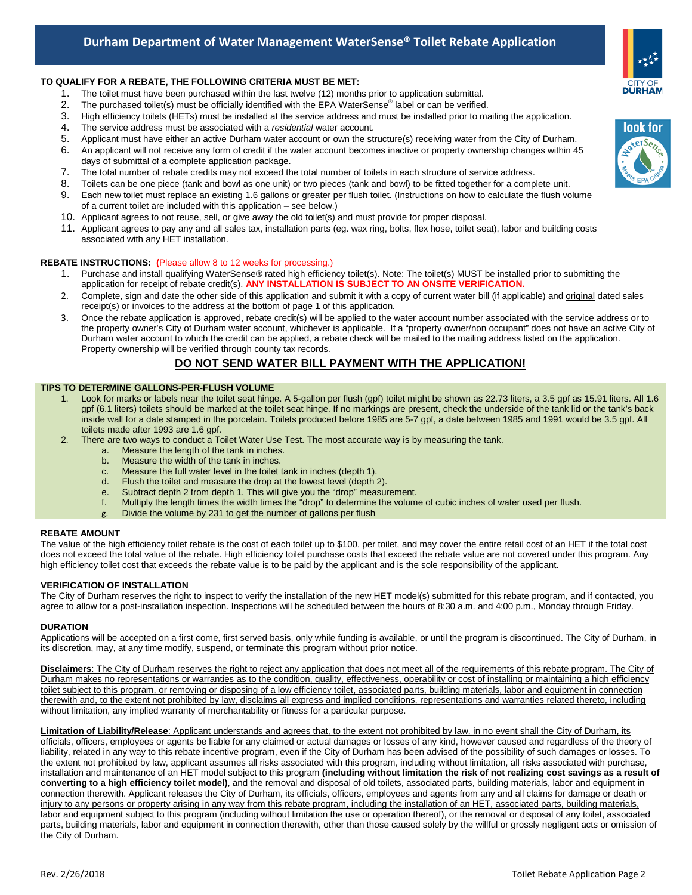# Durham Department of Water Management WaterSense® Toilet Rebate Application

**TO QUALIFY FOR A REBATE, THE FOLLOWING CRITERIA MUST BE MET:**

1. The toilet must have been purchased within the last twelve (12) months prior to application submittal.
2. The purchased toilet(s) must be officially identified with the EPA WaterSense® label or can be verified.
3. High efficiency toilets (HETs) must be installed at the service address and must be installed prior to mailing the application.
4. The service address must be associated with a *residential* water account.
5. Applicant must have either an active Durham water account or own the structure(s) receiving water from the City of Durham.
6. An applicant will not receive any form of credit if the water account becomes inactive or property ownership changes within 45 days of submittal of a complete application package.
7. The total number of rebate credits may not exceed the total number of toilets in each structure of service address.
8. Toilets can be one piece (tank and bowl as one unit) or two pieces (tank and bowl) to be fitted together for a complete unit.
9. Each new toilet must replace an existing 1.6 gallons or greater per flush toilet. (Instructions on how to calculate the flush volume of a current toilet are included with this application – see below.)
10. Applicant agrees to not reuse, sell, or give away the old toilet(s) and must provide for proper disposal.
11. Applicant agrees to pay any and all sales tax, installation parts (eg. wax ring, bolts, flex hose, toilet seat), labor and building costs associated with any HET installation.

**REBATE INSTRUCTIONS: (**Please allow 8 to 12 weeks for processing.)

1. Purchase and install qualifying WaterSense® rated high efficiency toilet(s). Note: The toilet(s) MUST be installed prior to submitting the application for receipt of rebate credit(s). **ANY INSTALLATION IS SUBJECT TO AN ONSITE VERIFICATION.**
2. Complete, sign and date the other side of this application and submit it with a copy of current water bill (if applicable) and original dated sales receipt(s) or invoices to the address at the bottom of page 1 of this application.
3. Once the rebate application is approved, rebate credit(s) will be applied to the water account number associated with the service address or to the property owner's City of Durham water account, whichever is applicable. If a "property owner/non occupant" does not have an active City of Durham water account to which the credit can be applied, a rebate check will be mailed to the mailing address listed on the application. Property ownership will be verified through county tax records.

**DO NOT SEND WATER BILL PAYMENT WITH THE APPLICATION!**

**TIPS TO DETERMINE GALLONS-PER-FLUSH VOLUME**

1. Look for marks or labels near the toilet seat hinge. A 5-gallon per flush (gpf) toilet might be shown as 22.73 liters, a 3.5 gpf as 15.91 liters. All 1.6 gpf (6.1 liters) toilets should be marked at the toilet seat hinge. If no markings are present, check the underside of the tank lid or the tank's back inside wall for a date stamped in the porcelain. Toilets produced before 1985 are 5-7 gpf, a date between 1985 and 1991 would be 3.5 gpf. All toilets made after 1993 are 1.6 gpf.
2. There are two ways to conduct a Toilet Water Use Test. The most accurate way is by measuring the tank.
   a. Measure the length of the tank in inches.
   b. Measure the width of the tank in inches.
   c. Measure the full water level in the toilet tank in inches (depth 1).
   d. Flush the toilet and measure the drop at the lowest level (depth 2).
   e. Subtract depth 2 from depth 1. This will give you the "drop" measurement.
   f. Multiply the length times the width times the "drop" to determine the volume of cubic inches of water used per flush.
   g. Divide the volume by 231 to get the number of gallons per flush

**REBATE AMOUNT**

The value of the high efficiency toilet rebate is the cost of each toilet up to $100, per toilet, and may cover the entire retail cost of an HET if the total cost does not exceed the total value of the rebate. High efficiency toilet purchase costs that exceed the rebate value are not covered under this program. Any high efficiency toilet cost that exceeds the rebate value is to be paid by the applicant and is the sole responsibility of the applicant.

**VERIFICATION OF INSTALLATION**

The City of Durham reserves the right to inspect to verify the installation of the new HET model(s) submitted for this rebate program, and if contacted, you agree to allow for a post-installation inspection. Inspections will be scheduled between the hours of 8:30 a.m. and 4:00 p.m., Monday through Friday.

**DURATION**

Applications will be accepted on a first come, first served basis, only while funding is available, or until the program is discontinued. The City of Durham, in its discretion, may, at any time modify, suspend, or terminate this program without prior notice.

**Disclaimers**: The City of Durham reserves the right to reject any application that does not meet all of the requirements of this rebate program. The City of Durham makes no representations or warranties as to the condition, quality, effectiveness, operability or cost of installing or maintaining a high efficiency toilet subject to this program, or removing or disposing of a low efficiency toilet, associated parts, building materials, labor and equipment in connection therewith and, to the extent not prohibited by law, disclaims all express and implied conditions, representations and warranties related thereto, including without limitation, any implied warranty of merchantability or fitness for a particular purpose.

**Limitation of Liability/Release**: Applicant understands and agrees that, to the extent not prohibited by law, in no event shall the City of Durham, its officials, officers, employees or agents be liable for any claimed or actual damages or losses of any kind, however caused and regardless of the theory of liability, related in any way to this rebate incentive program, even if the City of Durham has been advised of the possibility of such damages or losses. To the extent not prohibited by law, applicant assumes all risks associated with this program, including without limitation, all risks associated with purchase, installation and maintenance of an HET model subject to this program **(including without limitation the risk of not realizing cost savings as a result of converting to a high efficiency toilet model)**, and the removal and disposal of old toilets, associated parts, building materials, labor and equipment in connection therewith. Applicant releases the City of Durham, its officials, officers, employees and agents from any and all claims for damage or death or injury to any persons or property arising in any way from this rebate program, including the installation of an HET, associated parts, building materials, labor and equipment subject to this program (including without limitation the use or operation thereof), or the removal or disposal of any toilet, associated parts, building materials, labor and equipment in connection therewith, other than those caused solely by the willful or grossly negligent acts or omission of the City of Durham.

Rev. 2/26/2018